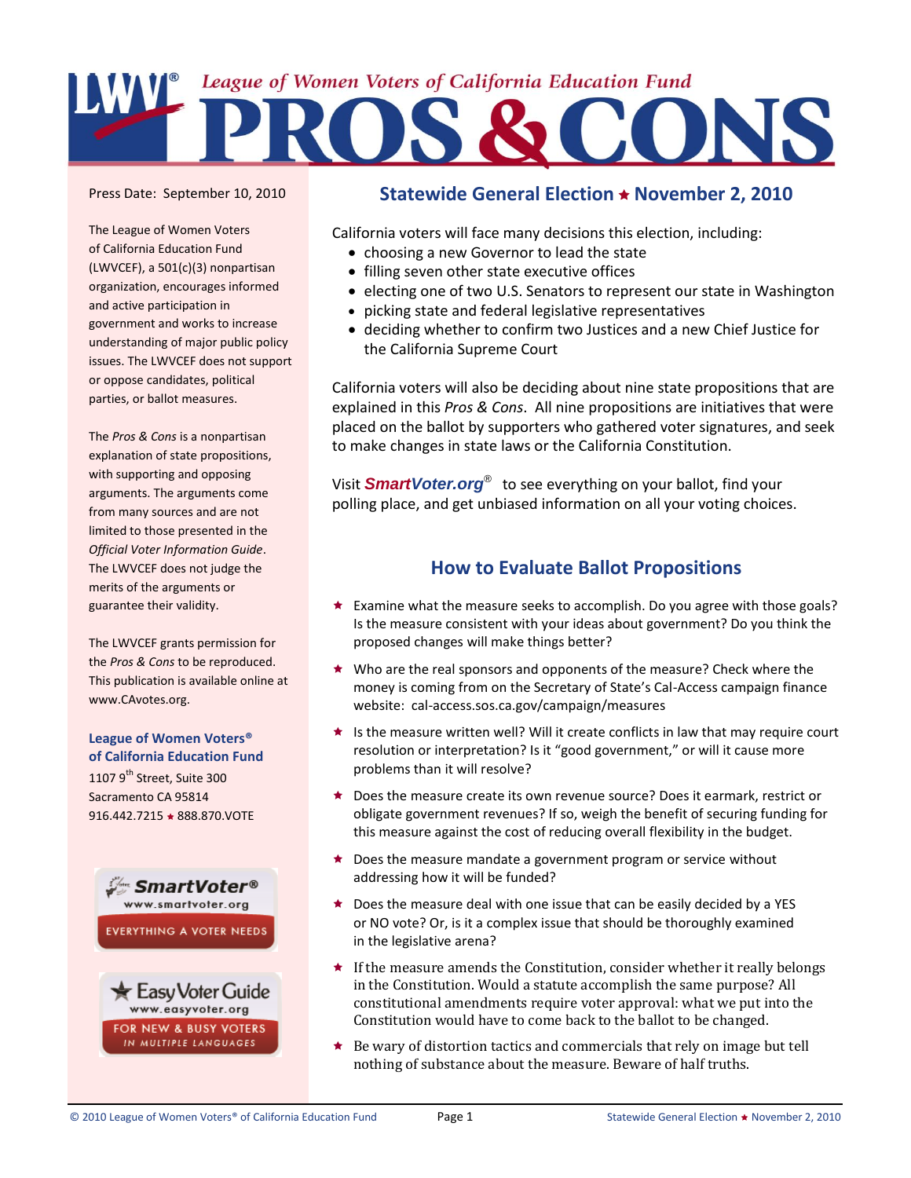# League of Women Voters of California Education Fund PROS & CONS

Press Date: September 10, 2010

The League of Women Voters of California Education Fund (LWVCEF), a 501(c)(3) nonpartisan organization, encourages informed and active participation in government and works to increase understanding of major public policy issues. The LWVCEF does not support or oppose candidates, political parties, or ballot measures.

The *Pros & Cons* is a nonpartisan explanation of state propositions, with supporting and opposing arguments. The arguments come from many sources and are not limited to those presented in the *Official Voter Information Guide*. The LWVCEF does not judge the merits of the arguments or guarantee their validity.

The LWVCEF grants permission for the *Pros & Cons* to be reproduced. This publication is available online at www.CAvotes.org.

**League of Women Voters® of California Education Fund**
1107 9th Street, Suite 300
Sacramento CA 95814
916.442.7215 ★ 888.870.VOTE

SmartVoter® www.smartvoter.org EVERYTHING A VOTER NEEDS

Easy Voter Guide www.easyvoter.org FOR NEW & BUSY VOTERS IN MULTIPLE LANGUAGES

## Statewide General Election ★ November 2, 2010

California voters will face many decisions this election, including:

- choosing a new Governor to lead the state
- filling seven other state executive offices
- electing one of two U.S. Senators to represent our state in Washington
- picking state and federal legislative representatives
- deciding whether to confirm two Justices and a new Chief Justice for the California Supreme Court

California voters will also be deciding about nine state propositions that are explained in this *Pros & Cons*. All nine propositions are initiatives that were placed on the ballot by supporters who gathered voter signatures, and seek to make changes in state laws or the California Constitution.

Visit ***SmartVoter.org***® to see everything on your ballot, find your polling place, and get unbiased information on all your voting choices.

## How to Evaluate Ballot Propositions

- ★ Examine what the measure seeks to accomplish. Do you agree with those goals? Is the measure consistent with your ideas about government? Do you think the proposed changes will make things better?
- ★ Who are the real sponsors and opponents of the measure? Check where the money is coming from on the Secretary of State's Cal-Access campaign finance website: cal-access.sos.ca.gov/campaign/measures
- ★ Is the measure written well? Will it create conflicts in law that may require court resolution or interpretation? Is it "good government," or will it cause more problems than it will resolve?
- ★ Does the measure create its own revenue source? Does it earmark, restrict or obligate government revenues? If so, weigh the benefit of securing funding for this measure against the cost of reducing overall flexibility in the budget.
- ★ Does the measure mandate a government program or service without addressing how it will be funded?
- ★ Does the measure deal with one issue that can be easily decided by a YES or NO vote? Or, is it a complex issue that should be thoroughly examined in the legislative arena?
- ★ If the measure amends the Constitution, consider whether it really belongs in the Constitution. Would a statute accomplish the same purpose? All constitutional amendments require voter approval: what we put into the Constitution would have to come back to the ballot to be changed.
- ★ Be wary of distortion tactics and commercials that rely on image but tell nothing of substance about the measure. Beware of half truths.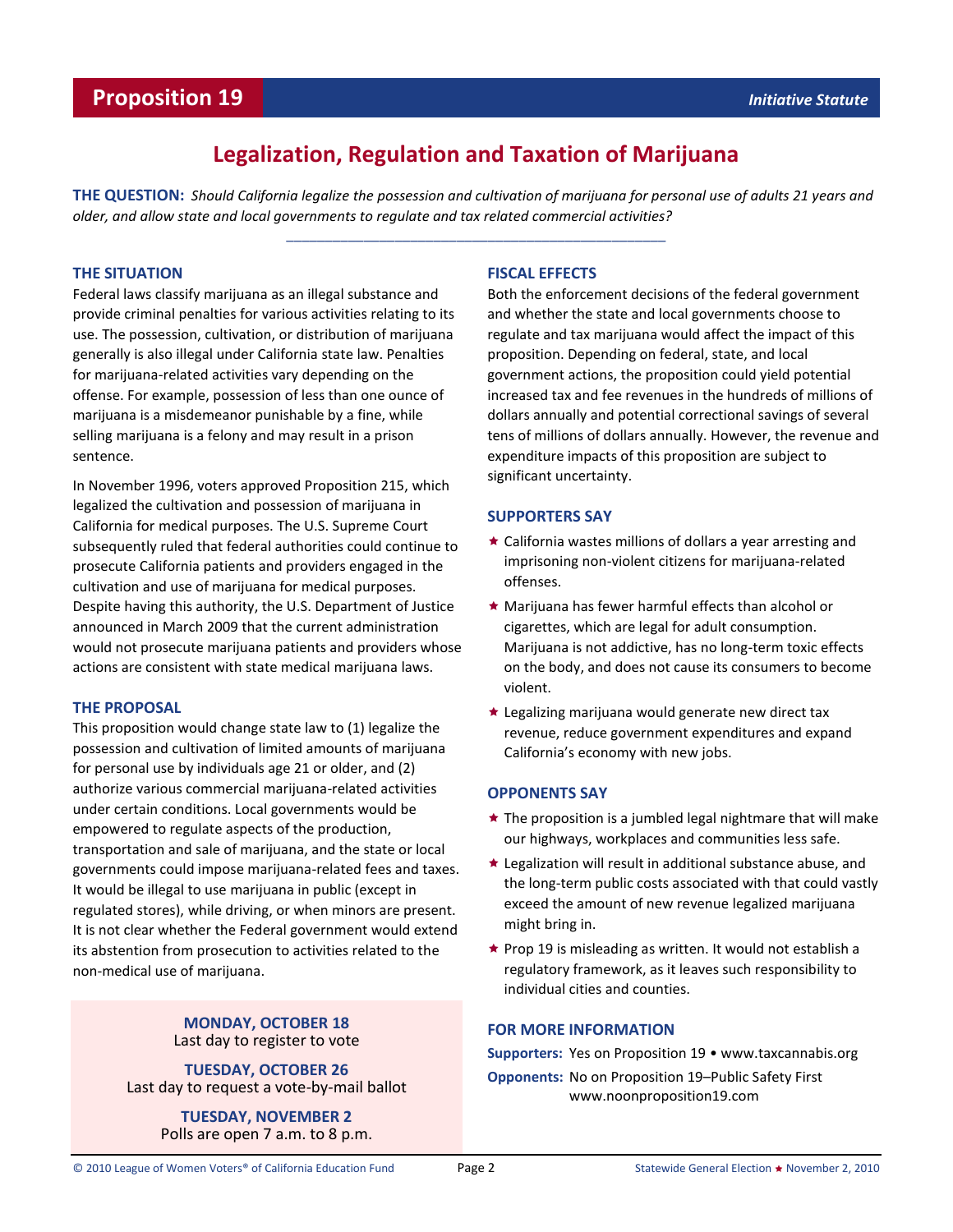# Proposition 19

*Initiative Statute*

## Legalization, Regulation and Taxation of Marijuana

**THE QUESTION:** *Should California legalize the possession and cultivation of marijuana for personal use of adults 21 years and older, and allow state and local governments to regulate and tax related commercial activities?*

### THE SITUATION

Federal laws classify marijuana as an illegal substance and provide criminal penalties for various activities relating to its use. The possession, cultivation, or distribution of marijuana generally is also illegal under California state law. Penalties for marijuana-related activities vary depending on the offense. For example, possession of less than one ounce of marijuana is a misdemeanor punishable by a fine, while selling marijuana is a felony and may result in a prison sentence.

In November 1996, voters approved Proposition 215, which legalized the cultivation and possession of marijuana in California for medical purposes. The U.S. Supreme Court subsequently ruled that federal authorities could continue to prosecute California patients and providers engaged in the cultivation and use of marijuana for medical purposes. Despite having this authority, the U.S. Department of Justice announced in March 2009 that the current administration would not prosecute marijuana patients and providers whose actions are consistent with state medical marijuana laws.

### THE PROPOSAL

This proposition would change state law to (1) legalize the possession and cultivation of limited amounts of marijuana for personal use by individuals age 21 or older, and (2) authorize various commercial marijuana-related activities under certain conditions. Local governments would be empowered to regulate aspects of the production, transportation and sale of marijuana, and the state or local governments could impose marijuana-related fees and taxes. It would be illegal to use marijuana in public (except in regulated stores), while driving, or when minors are present. It is not clear whether the Federal government would extend its abstention from prosecution to activities related to the non-medical use of marijuana.

**MONDAY, OCTOBER 18**
Last day to register to vote

**TUESDAY, OCTOBER 26**
Last day to request a vote-by-mail ballot

**TUESDAY, NOVEMBER 2**
Polls are open 7 a.m. to 8 p.m.

### FISCAL EFFECTS

Both the enforcement decisions of the federal government and whether the state and local governments choose to regulate and tax marijuana would affect the impact of this proposition. Depending on federal, state, and local government actions, the proposition could yield potential increased tax and fee revenues in the hundreds of millions of dollars annually and potential correctional savings of several tens of millions of dollars annually. However, the revenue and expenditure impacts of this proposition are subject to significant uncertainty.

### SUPPORTERS SAY

- California wastes millions of dollars a year arresting and imprisoning non-violent citizens for marijuana-related offenses.
- Marijuana has fewer harmful effects than alcohol or cigarettes, which are legal for adult consumption. Marijuana is not addictive, has no long-term toxic effects on the body, and does not cause its consumers to become violent.
- Legalizing marijuana would generate new direct tax revenue, reduce government expenditures and expand California's economy with new jobs.

### OPPONENTS SAY

- The proposition is a jumbled legal nightmare that will make our highways, workplaces and communities less safe.
- Legalization will result in additional substance abuse, and the long-term public costs associated with that could vastly exceed the amount of new revenue legalized marijuana might bring in.
- Prop 19 is misleading as written. It would not establish a regulatory framework, as it leaves such responsibility to individual cities and counties.

### FOR MORE INFORMATION

**Supporters:** Yes on Proposition 19 • www.taxcannabis.org

**Opponents:** No on Proposition 19–Public Safety First www.noonproposition19.com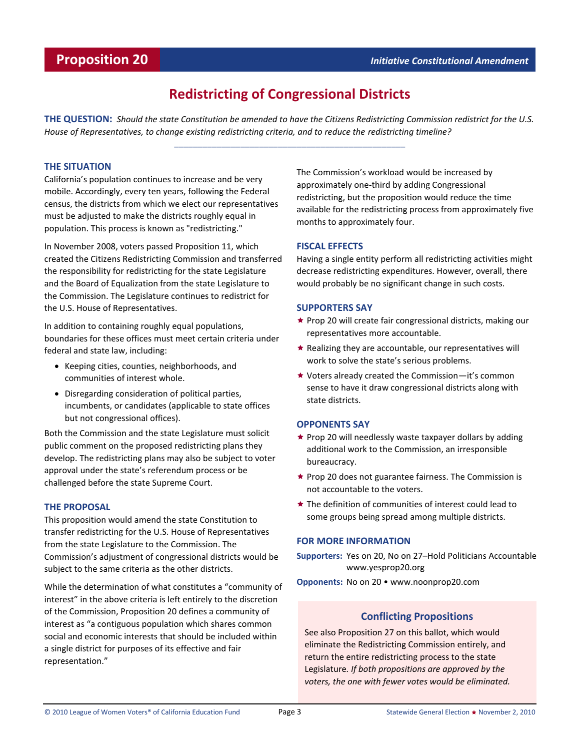# Proposition 20

*Initiative Constitutional Amendment*

## Redistricting of Congressional Districts

**THE QUESTION:** *Should the state Constitution be amended to have the Citizens Redistricting Commission redistrict for the U.S. House of Representatives, to change existing redistricting criteria, and to reduce the redistricting timeline?*

### THE SITUATION

California's population continues to increase and be very mobile. Accordingly, every ten years, following the Federal census, the districts from which we elect our representatives must be adjusted to make the districts roughly equal in population. This process is known as "redistricting."

In November 2008, voters passed Proposition 11, which created the Citizens Redistricting Commission and transferred the responsibility for redistricting for the state Legislature and the Board of Equalization from the state Legislature to the Commission. The Legislature continues to redistrict for the U.S. House of Representatives.

In addition to containing roughly equal populations, boundaries for these offices must meet certain criteria under federal and state law, including:

- Keeping cities, counties, neighborhoods, and communities of interest whole.
- Disregarding consideration of political parties, incumbents, or candidates (applicable to state offices but not congressional offices).

Both the Commission and the state Legislature must solicit public comment on the proposed redistricting plans they develop. The redistricting plans may also be subject to voter approval under the state's referendum process or be challenged before the state Supreme Court.

### THE PROPOSAL

This proposition would amend the state Constitution to transfer redistricting for the U.S. House of Representatives from the state Legislature to the Commission. The Commission's adjustment of congressional districts would be subject to the same criteria as the other districts.

While the determination of what constitutes a "community of interest" in the above criteria is left entirely to the discretion of the Commission, Proposition 20 defines a community of interest as "a contiguous population which shares common social and economic interests that should be included within a single district for purposes of its effective and fair representation."

The Commission's workload would be increased by approximately one-third by adding Congressional redistricting, but the proposition would reduce the time available for the redistricting process from approximately five months to approximately four.

### FISCAL EFFECTS

Having a single entity perform all redistricting activities might decrease redistricting expenditures. However, overall, there would probably be no significant change in such costs.

### SUPPORTERS SAY

- Prop 20 will create fair congressional districts, making our representatives more accountable.
- Realizing they are accountable, our representatives will work to solve the state's serious problems.
- Voters already created the Commission—it's common sense to have it draw congressional districts along with state districts.

### OPPONENTS SAY

- Prop 20 will needlessly waste taxpayer dollars by adding additional work to the Commission, an irresponsible bureaucracy.
- Prop 20 does not guarantee fairness. The Commission is not accountable to the voters.
- The definition of communities of interest could lead to some groups being spread among multiple districts.

### FOR MORE INFORMATION

**Supporters:** Yes on 20, No on 27–Hold Politicians Accountable www.yesprop20.org

**Opponents:** No on 20 • www.noonprop20.com

### Conflicting Propositions

See also Proposition 27 on this ballot, which would eliminate the Redistricting Commission entirely, and return the entire redistricting process to the state Legislature. *If both propositions are approved by the voters, the one with fewer votes would be eliminated.*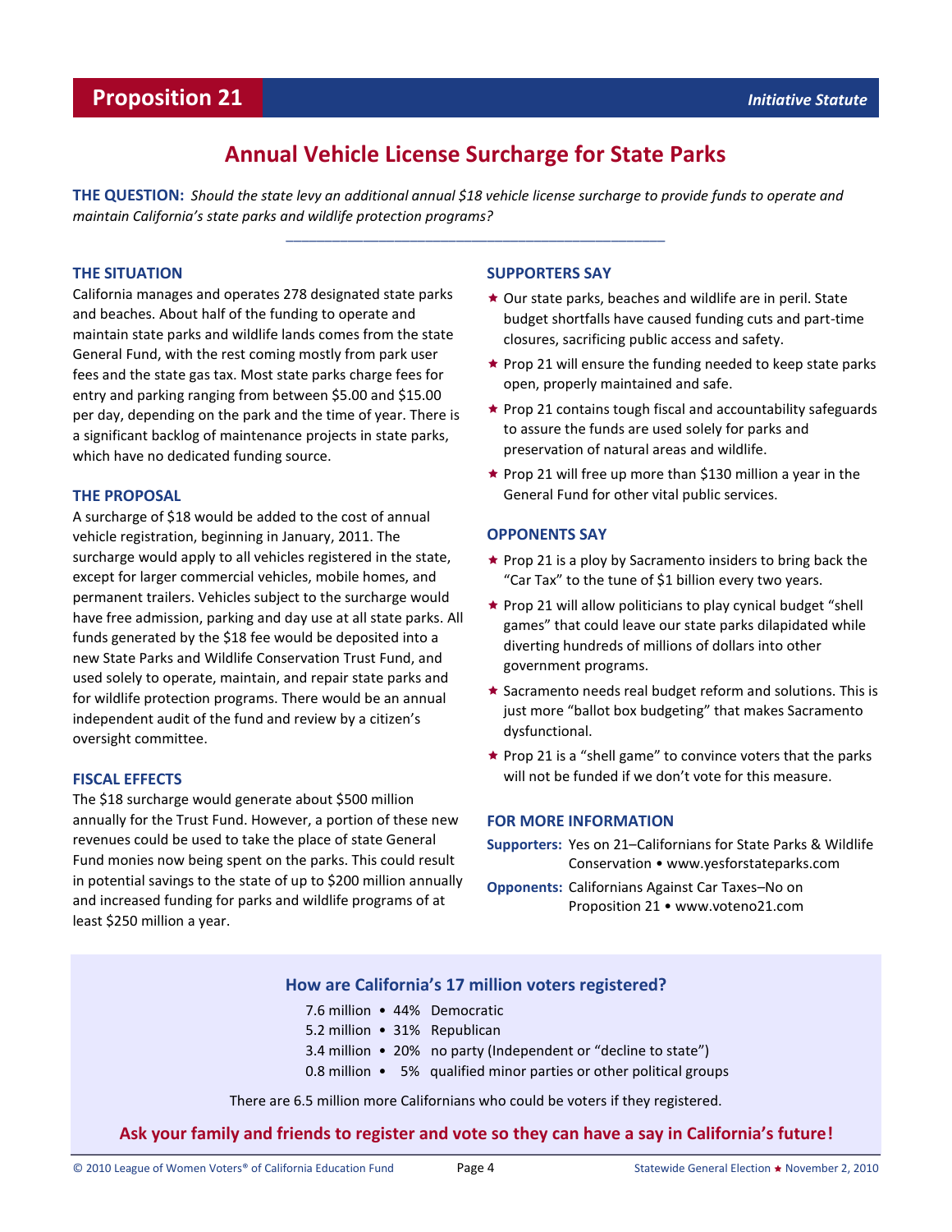# Proposition 21

*Initiative Statute*

## Annual Vehicle License Surcharge for State Parks

**THE QUESTION:** *Should the state levy an additional annual $18 vehicle license surcharge to provide funds to operate and maintain California's state parks and wildlife protection programs?*

### THE SITUATION

California manages and operates 278 designated state parks and beaches. About half of the funding to operate and maintain state parks and wildlife lands comes from the state General Fund, with the rest coming mostly from park user fees and the state gas tax. Most state parks charge fees for entry and parking ranging from between $5.00 and $15.00 per day, depending on the park and the time of year. There is a significant backlog of maintenance projects in state parks, which have no dedicated funding source.

### THE PROPOSAL

A surcharge of $18 would be added to the cost of annual vehicle registration, beginning in January, 2011. The surcharge would apply to all vehicles registered in the state, except for larger commercial vehicles, mobile homes, and permanent trailers. Vehicles subject to the surcharge would have free admission, parking and day use at all state parks. All funds generated by the $18 fee would be deposited into a new State Parks and Wildlife Conservation Trust Fund, and used solely to operate, maintain, and repair state parks and for wildlife protection programs. There would be an annual independent audit of the fund and review by a citizen's oversight committee.

### FISCAL EFFECTS

The $18 surcharge would generate about $500 million annually for the Trust Fund. However, a portion of these new revenues could be used to take the place of state General Fund monies now being spent on the parks. This could result in potential savings to the state of up to $200 million annually and increased funding for parks and wildlife programs of at least $250 million a year.

### SUPPORTERS SAY

- Our state parks, beaches and wildlife are in peril. State budget shortfalls have caused funding cuts and part-time closures, sacrificing public access and safety.
- Prop 21 will ensure the funding needed to keep state parks open, properly maintained and safe.
- Prop 21 contains tough fiscal and accountability safeguards to assure the funds are used solely for parks and preservation of natural areas and wildlife.
- Prop 21 will free up more than $130 million a year in the General Fund for other vital public services.

### OPPONENTS SAY

- Prop 21 is a ploy by Sacramento insiders to bring back the "Car Tax" to the tune of $1 billion every two years.
- Prop 21 will allow politicians to play cynical budget "shell games" that could leave our state parks dilapidated while diverting hundreds of millions of dollars into other government programs.
- Sacramento needs real budget reform and solutions. This is just more "ballot box budgeting" that makes Sacramento dysfunctional.
- Prop 21 is a "shell game" to convince voters that the parks will not be funded if we don't vote for this measure.

### FOR MORE INFORMATION

**Supporters:** Yes on 21–Californians for State Parks & Wildlife Conservation • www.yesforstateparks.com

**Opponents:** Californians Against Car Taxes–No on Proposition 21 • www.voteno21.com

### How are California's 17 million voters registered?

7.6 million • 44% Democratic
5.2 million • 31% Republican
3.4 million • 20% no party (Independent or "decline to state")
0.8 million • 5% qualified minor parties or other political groups

There are 6.5 million more Californians who could be voters if they registered.

**Ask your family and friends to register and vote so they can have a say in California's future!**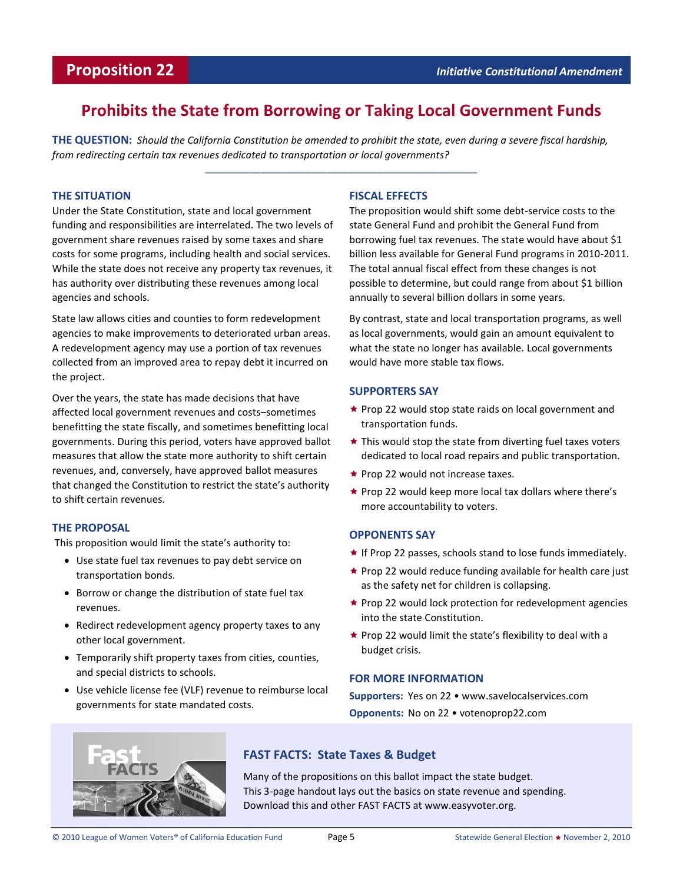# Proposition 22

*Initiative Constitutional Amendment*

## Prohibits the State from Borrowing or Taking Local Government Funds

**THE QUESTION:** *Should the California Constitution be amended to prohibit the state, even during a severe fiscal hardship, from redirecting certain tax revenues dedicated to transportation or local governments?*

### THE SITUATION

Under the State Constitution, state and local government funding and responsibilities are interrelated. The two levels of government share revenues raised by some taxes and share costs for some programs, including health and social services. While the state does not receive any property tax revenues, it has authority over distributing these revenues among local agencies and schools.

State law allows cities and counties to form redevelopment agencies to make improvements to deteriorated urban areas. A redevelopment agency may use a portion of tax revenues collected from an improved area to repay debt it incurred on the project.

Over the years, the state has made decisions that have affected local government revenues and costs–sometimes benefitting the state fiscally, and sometimes benefitting local governments. During this period, voters have approved ballot measures that allow the state more authority to shift certain revenues, and, conversely, have approved ballot measures that changed the Constitution to restrict the state's authority to shift certain revenues.

### THE PROPOSAL

This proposition would limit the state's authority to:

- Use state fuel tax revenues to pay debt service on transportation bonds.
- Borrow or change the distribution of state fuel tax revenues.
- Redirect redevelopment agency property taxes to any other local government.
- Temporarily shift property taxes from cities, counties, and special districts to schools.
- Use vehicle license fee (VLF) revenue to reimburse local governments for state mandated costs.

### FISCAL EFFECTS

The proposition would shift some debt-service costs to the state General Fund and prohibit the General Fund from borrowing fuel tax revenues. The state would have about $1 billion less available for General Fund programs in 2010-2011. The total annual fiscal effect from these changes is not possible to determine, but could range from about $1 billion annually to several billion dollars in some years.

By contrast, state and local transportation programs, as well as local governments, would gain an amount equivalent to what the state no longer has available. Local governments would have more stable tax flows.

### SUPPORTERS SAY

- Prop 22 would stop state raids on local government and transportation funds.
- This would stop the state from diverting fuel taxes voters dedicated to local road repairs and public transportation.
- Prop 22 would not increase taxes.
- Prop 22 would keep more local tax dollars where there's more accountability to voters.

### OPPONENTS SAY

- If Prop 22 passes, schools stand to lose funds immediately.
- Prop 22 would reduce funding available for health care just as the safety net for children is collapsing.
- Prop 22 would lock protection for redevelopment agencies into the state Constitution.
- Prop 22 would limit the state's flexibility to deal with a budget crisis.

### FOR MORE INFORMATION

**Supporters:** Yes on 22 • www.savelocalservices.com

**Opponents:** No on 22 • votenoprop22.com

### FAST FACTS: State Taxes & Budget

Many of the propositions on this ballot impact the state budget. This 3-page handout lays out the basics on state revenue and spending. Download this and other FAST FACTS at www.easyvoter.org.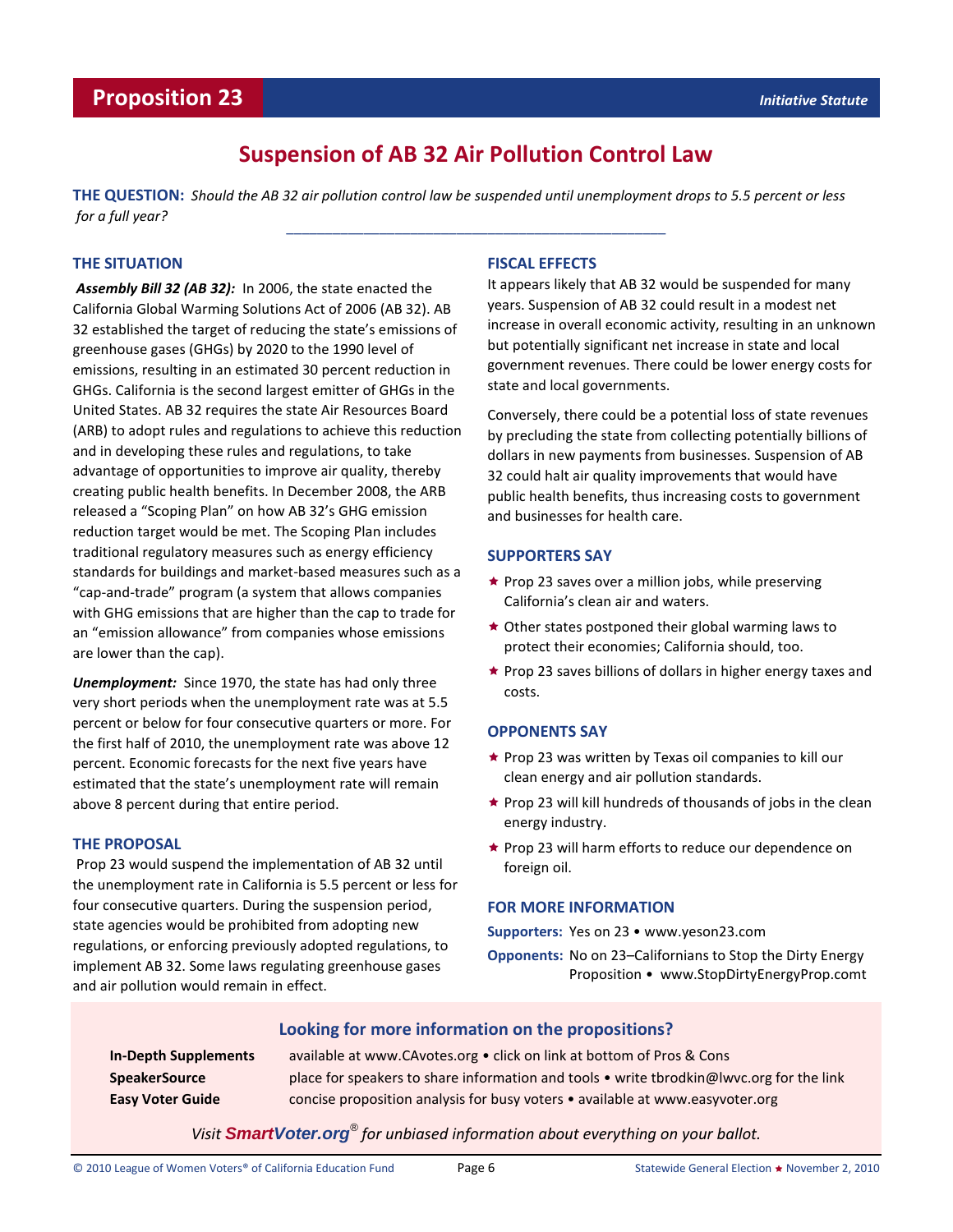# Proposition 23

*Initiative Statute*

## Suspension of AB 32 Air Pollution Control Law

**THE QUESTION:** *Should the AB 32 air pollution control law be suspended until unemployment drops to 5.5 percent or less for a full year?*

### THE SITUATION

***Assembly Bill 32 (AB 32):*** In 2006, the state enacted the California Global Warming Solutions Act of 2006 (AB 32). AB 32 established the target of reducing the state's emissions of greenhouse gases (GHGs) by 2020 to the 1990 level of emissions, resulting in an estimated 30 percent reduction in GHGs. California is the second largest emitter of GHGs in the United States. AB 32 requires the state Air Resources Board (ARB) to adopt rules and regulations to achieve this reduction and in developing these rules and regulations, to take advantage of opportunities to improve air quality, thereby creating public health benefits. In December 2008, the ARB released a "Scoping Plan" on how AB 32's GHG emission reduction target would be met. The Scoping Plan includes traditional regulatory measures such as energy efficiency standards for buildings and market-based measures such as a "cap-and-trade" program (a system that allows companies with GHG emissions that are higher than the cap to trade for an "emission allowance" from companies whose emissions are lower than the cap).

***Unemployment:*** Since 1970, the state has had only three very short periods when the unemployment rate was at 5.5 percent or below for four consecutive quarters or more. For the first half of 2010, the unemployment rate was above 12 percent. Economic forecasts for the next five years have estimated that the state's unemployment rate will remain above 8 percent during that entire period.

### THE PROPOSAL

Prop 23 would suspend the implementation of AB 32 until the unemployment rate in California is 5.5 percent or less for four consecutive quarters. During the suspension period, state agencies would be prohibited from adopting new regulations, or enforcing previously adopted regulations, to implement AB 32. Some laws regulating greenhouse gases and air pollution would remain in effect.

### FISCAL EFFECTS

It appears likely that AB 32 would be suspended for many years. Suspension of AB 32 could result in a modest net increase in overall economic activity, resulting in an unknown but potentially significant net increase in state and local government revenues. There could be lower energy costs for state and local governments.

Conversely, there could be a potential loss of state revenues by precluding the state from collecting potentially billions of dollars in new payments from businesses. Suspension of AB 32 could halt air quality improvements that would have public health benefits, thus increasing costs to government and businesses for health care.

### SUPPORTERS SAY

- Prop 23 saves over a million jobs, while preserving California's clean air and waters.
- Other states postponed their global warming laws to protect their economies; California should, too.
- Prop 23 saves billions of dollars in higher energy taxes and costs.

### OPPONENTS SAY

- Prop 23 was written by Texas oil companies to kill our clean energy and air pollution standards.
- Prop 23 will kill hundreds of thousands of jobs in the clean energy industry.
- Prop 23 will harm efforts to reduce our dependence on foreign oil.

### FOR MORE INFORMATION

**Supporters:** Yes on 23 • www.yeson23.com

**Opponents:** No on 23–Californians to Stop the Dirty Energy Proposition • www.StopDirtyEnergyProp.comt

### Looking for more information on the propositions?

**In-Depth Supplements** available at www.CAvotes.org • click on link at bottom of Pros & Cons

**SpeakerSource** place for speakers to share information and tools • write tbrodkin@lwvc.org for the link

**Easy Voter Guide** concise proposition analysis for busy voters • available at www.easyvoter.org

*Visit **SmartVoter.org**® for unbiased information about everything on your ballot.*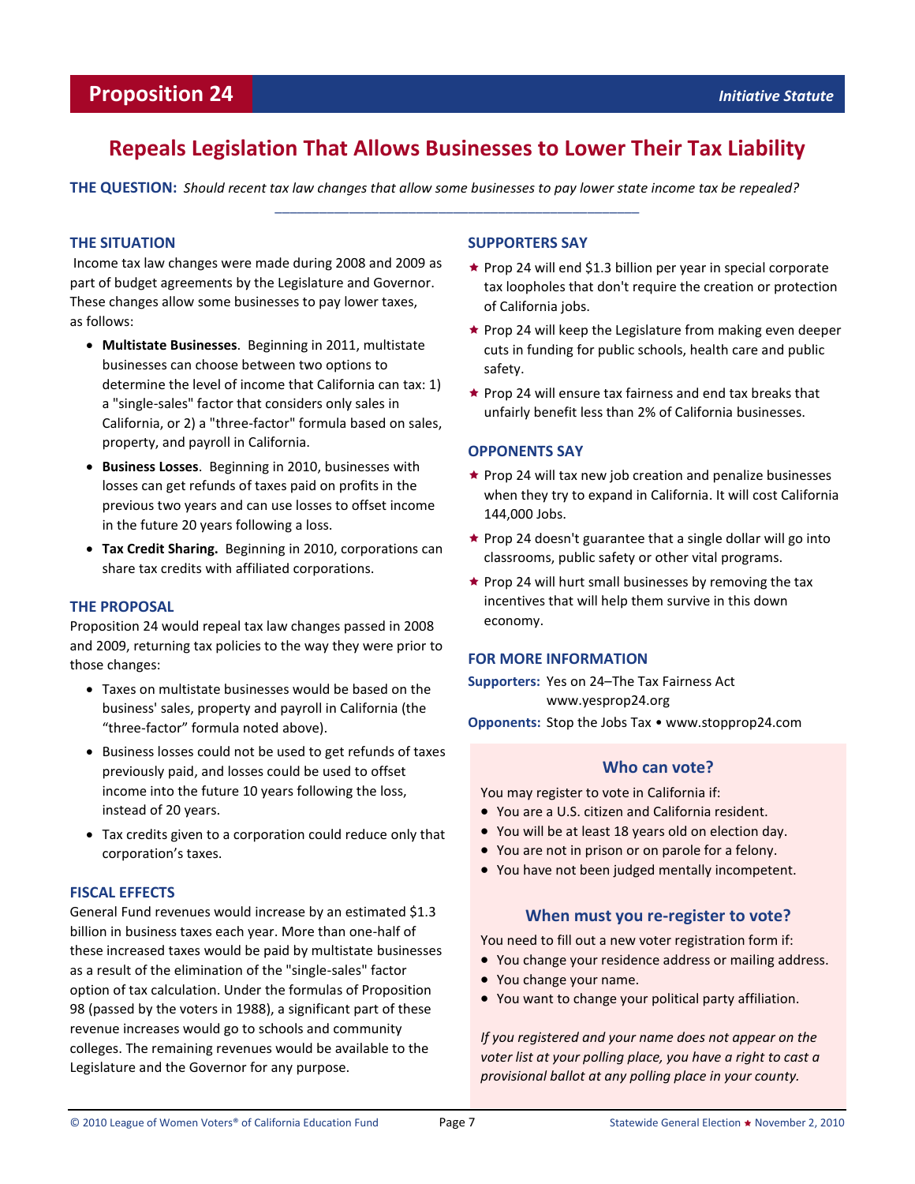# Proposition 24

*Initiative Statute*

## Repeals Legislation That Allows Businesses to Lower Their Tax Liability

**THE QUESTION:** *Should recent tax law changes that allow some businesses to pay lower state income tax be repealed?*

### THE SITUATION

Income tax law changes were made during 2008 and 2009 as part of budget agreements by the Legislature and Governor. These changes allow some businesses to pay lower taxes, as follows:

- **Multistate Businesses**. Beginning in 2011, multistate businesses can choose between two options to determine the level of income that California can tax: 1) a "single-sales" factor that considers only sales in California, or 2) a "three-factor" formula based on sales, property, and payroll in California.
- **Business Losses**. Beginning in 2010, businesses with losses can get refunds of taxes paid on profits in the previous two years and can use losses to offset income in the future 20 years following a loss.
- **Tax Credit Sharing.** Beginning in 2010, corporations can share tax credits with affiliated corporations.

### THE PROPOSAL

Proposition 24 would repeal tax law changes passed in 2008 and 2009, returning tax policies to the way they were prior to those changes:

- Taxes on multistate businesses would be based on the business' sales, property and payroll in California (the “three-factor” formula noted above).
- Business losses could not be used to get refunds of taxes previously paid, and losses could be used to offset income into the future 10 years following the loss, instead of 20 years.
- Tax credits given to a corporation could reduce only that corporation’s taxes.

### FISCAL EFFECTS

General Fund revenues would increase by an estimated $1.3 billion in business taxes each year. More than one-half of these increased taxes would be paid by multistate businesses as a result of the elimination of the "single-sales" factor option of tax calculation. Under the formulas of Proposition 98 (passed by the voters in 1988), a significant part of these revenue increases would go to schools and community colleges. The remaining revenues would be available to the Legislature and the Governor for any purpose.

### SUPPORTERS SAY

- Prop 24 will end $1.3 billion per year in special corporate tax loopholes that don't require the creation or protection of California jobs.
- Prop 24 will keep the Legislature from making even deeper cuts in funding for public schools, health care and public safety.
- Prop 24 will ensure tax fairness and end tax breaks that unfairly benefit less than 2% of California businesses.

### OPPONENTS SAY

- Prop 24 will tax new job creation and penalize businesses when they try to expand in California. It will cost California 144,000 Jobs.
- Prop 24 doesn't guarantee that a single dollar will go into classrooms, public safety or other vital programs.
- Prop 24 will hurt small businesses by removing the tax incentives that will help them survive in this down economy.

### FOR MORE INFORMATION

**Supporters:** Yes on 24–The Tax Fairness Act www.yesprop24.org

**Opponents:** Stop the Jobs Tax • www.stopprop24.com

### Who can vote?

You may register to vote in California if:

- You are a U.S. citizen and California resident.
- You will be at least 18 years old on election day.
- You are not in prison or on parole for a felony.
- You have not been judged mentally incompetent.

### When must you re-register to vote?

You need to fill out a new voter registration form if:

- You change your residence address or mailing address.
- You change your name.
- You want to change your political party affiliation.

*If you registered and your name does not appear on the voter list at your polling place, you have a right to cast a provisional ballot at any polling place in your county.*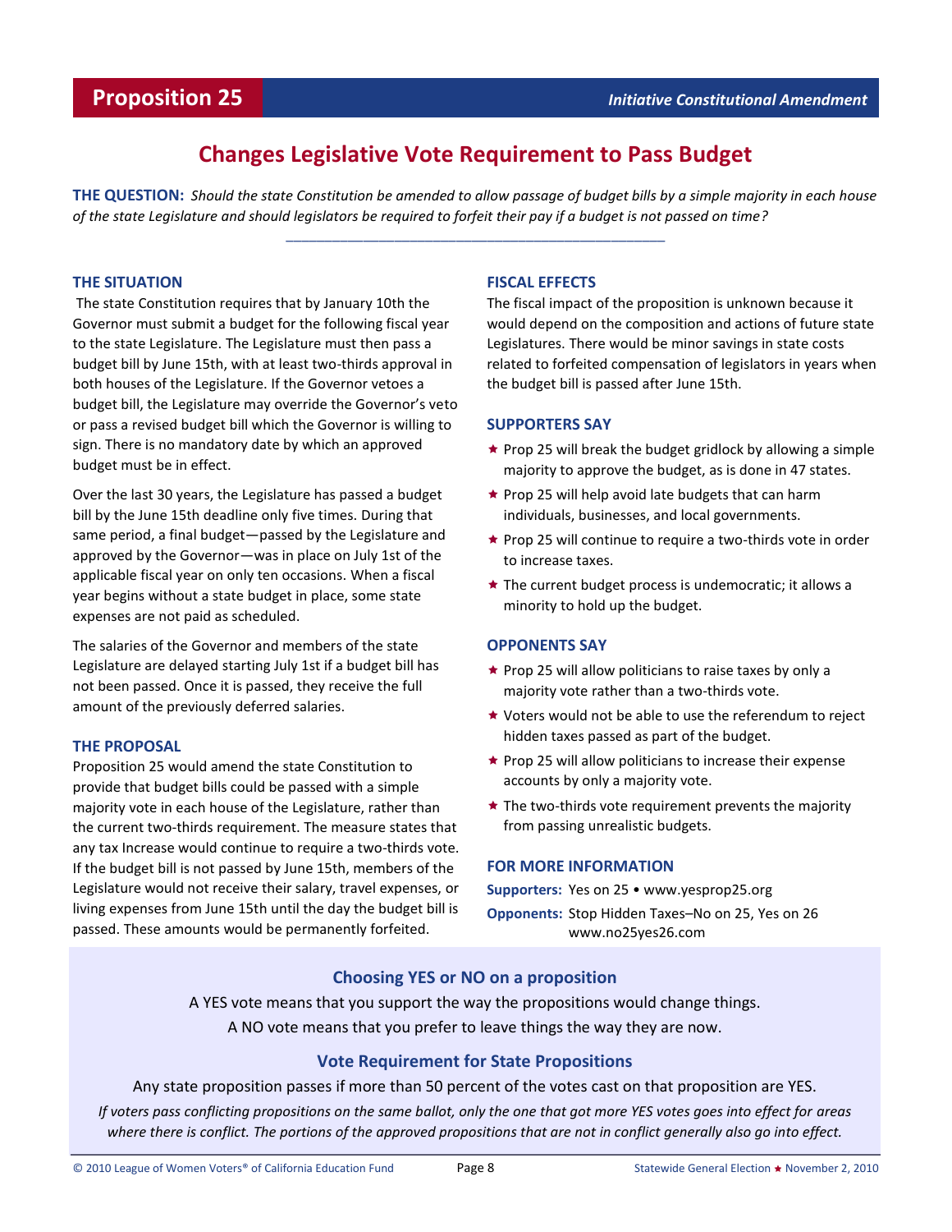**Proposition 25** *Initiative Constitutional Amendment*

# Changes Legislative Vote Requirement to Pass Budget

**THE QUESTION:** *Should the state Constitution be amended to allow passage of budget bills by a simple majority in each house of the state Legislature and should legislators be required to forfeit their pay if a budget is not passed on time?*

### THE SITUATION

The state Constitution requires that by January 10th the Governor must submit a budget for the following fiscal year to the state Legislature. The Legislature must then pass a budget bill by June 15th, with at least two-thirds approval in both houses of the Legislature. If the Governor vetoes a budget bill, the Legislature may override the Governor's veto or pass a revised budget bill which the Governor is willing to sign. There is no mandatory date by which an approved budget must be in effect.

Over the last 30 years, the Legislature has passed a budget bill by the June 15th deadline only five times. During that same period, a final budget—passed by the Legislature and approved by the Governor—was in place on July 1st of the applicable fiscal year on only ten occasions. When a fiscal year begins without a state budget in place, some state expenses are not paid as scheduled.

The salaries of the Governor and members of the state Legislature are delayed starting July 1st if a budget bill has not been passed. Once it is passed, they receive the full amount of the previously deferred salaries.

### THE PROPOSAL

Proposition 25 would amend the state Constitution to provide that budget bills could be passed with a simple majority vote in each house of the Legislature, rather than the current two-thirds requirement. The measure states that any tax Increase would continue to require a two-thirds vote. If the budget bill is not passed by June 15th, members of the Legislature would not receive their salary, travel expenses, or living expenses from June 15th until the day the budget bill is passed. These amounts would be permanently forfeited.

### FISCAL EFFECTS

The fiscal impact of the proposition is unknown because it would depend on the composition and actions of future state Legislatures. There would be minor savings in state costs related to forfeited compensation of legislators in years when the budget bill is passed after June 15th.

### SUPPORTERS SAY

- Prop 25 will break the budget gridlock by allowing a simple majority to approve the budget, as is done in 47 states.
- Prop 25 will help avoid late budgets that can harm individuals, businesses, and local governments.
- Prop 25 will continue to require a two-thirds vote in order to increase taxes.
- The current budget process is undemocratic; it allows a minority to hold up the budget.

### OPPONENTS SAY

- Prop 25 will allow politicians to raise taxes by only a majority vote rather than a two-thirds vote.
- Voters would not be able to use the referendum to reject hidden taxes passed as part of the budget.
- Prop 25 will allow politicians to increase their expense accounts by only a majority vote.
- The two-thirds vote requirement prevents the majority from passing unrealistic budgets.

### FOR MORE INFORMATION

**Supporters:** Yes on 25 • www.yesprop25.org

**Opponents:** Stop Hidden Taxes–No on 25, Yes on 26 www.no25yes26.com

### Choosing YES or NO on a proposition

A YES vote means that you support the way the propositions would change things.

A NO vote means that you prefer to leave things the way they are now.

### Vote Requirement for State Propositions

Any state proposition passes if more than 50 percent of the votes cast on that proposition are YES.

*If voters pass conflicting propositions on the same ballot, only the one that got more YES votes goes into effect for areas where there is conflict. The portions of the approved propositions that are not in conflict generally also go into effect.*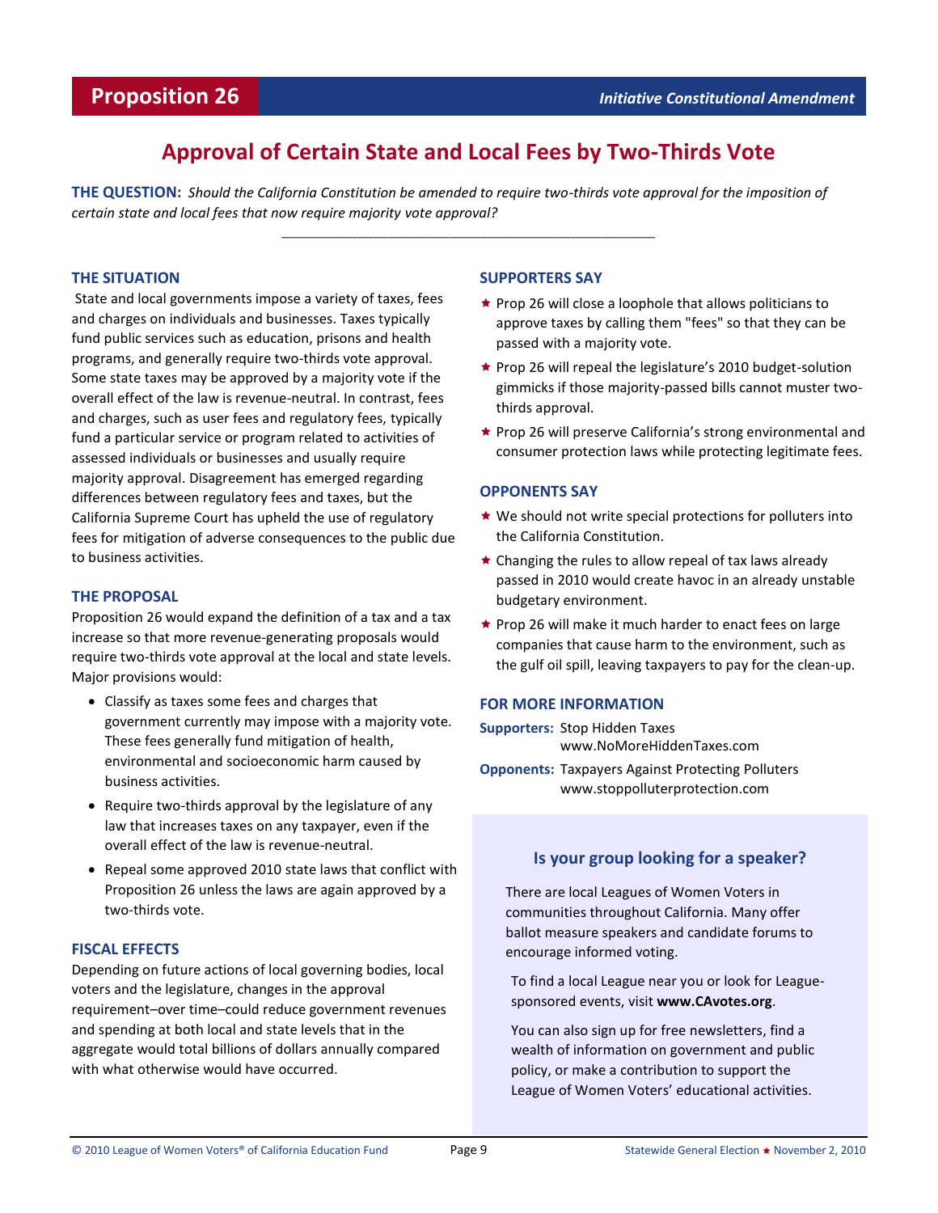# Proposition 26

*Initiative Constitutional Amendment*

## Approval of Certain State and Local Fees by Two-Thirds Vote

**THE QUESTION:** *Should the California Constitution be amended to require two-thirds vote approval for the imposition of certain state and local fees that now require majority vote approval?*

### THE SITUATION

State and local governments impose a variety of taxes, fees and charges on individuals and businesses. Taxes typically fund public services such as education, prisons and health programs, and generally require two-thirds vote approval. Some state taxes may be approved by a majority vote if the overall effect of the law is revenue-neutral. In contrast, fees and charges, such as user fees and regulatory fees, typically fund a particular service or program related to activities of assessed individuals or businesses and usually require majority approval. Disagreement has emerged regarding differences between regulatory fees and taxes, but the California Supreme Court has upheld the use of regulatory fees for mitigation of adverse consequences to the public due to business activities.

### THE PROPOSAL

Proposition 26 would expand the definition of a tax and a tax increase so that more revenue-generating proposals would require two-thirds vote approval at the local and state levels. Major provisions would:

- Classify as taxes some fees and charges that government currently may impose with a majority vote. These fees generally fund mitigation of health, environmental and socioeconomic harm caused by business activities.
- Require two-thirds approval by the legislature of any law that increases taxes on any taxpayer, even if the overall effect of the law is revenue-neutral.
- Repeal some approved 2010 state laws that conflict with Proposition 26 unless the laws are again approved by a two-thirds vote.

### FISCAL EFFECTS

Depending on future actions of local governing bodies, local voters and the legislature, changes in the approval requirement–over time–could reduce government revenues and spending at both local and state levels that in the aggregate would total billions of dollars annually compared with what otherwise would have occurred.

### SUPPORTERS SAY

- Prop 26 will close a loophole that allows politicians to approve taxes by calling them "fees" so that they can be passed with a majority vote.
- Prop 26 will repeal the legislature's 2010 budget-solution gimmicks if those majority-passed bills cannot muster two-thirds approval.
- Prop 26 will preserve California's strong environmental and consumer protection laws while protecting legitimate fees.

### OPPONENTS SAY

- We should not write special protections for polluters into the California Constitution.
- Changing the rules to allow repeal of tax laws already passed in 2010 would create havoc in an already unstable budgetary environment.
- Prop 26 will make it much harder to enact fees on large companies that cause harm to the environment, such as the gulf oil spill, leaving taxpayers to pay for the clean-up.

### FOR MORE INFORMATION

**Supporters:** Stop Hidden Taxes
www.NoMoreHiddenTaxes.com

**Opponents:** Taxpayers Against Protecting Polluters
www.stoppolluterprotection.com

### Is your group looking for a speaker?

There are local Leagues of Women Voters in communities throughout California. Many offer ballot measure speakers and candidate forums to encourage informed voting.

To find a local League near you or look for League-sponsored events, visit **www.CAvotes.org**.

You can also sign up for free newsletters, find a wealth of information on government and public policy, or make a contribution to support the League of Women Voters' educational activities.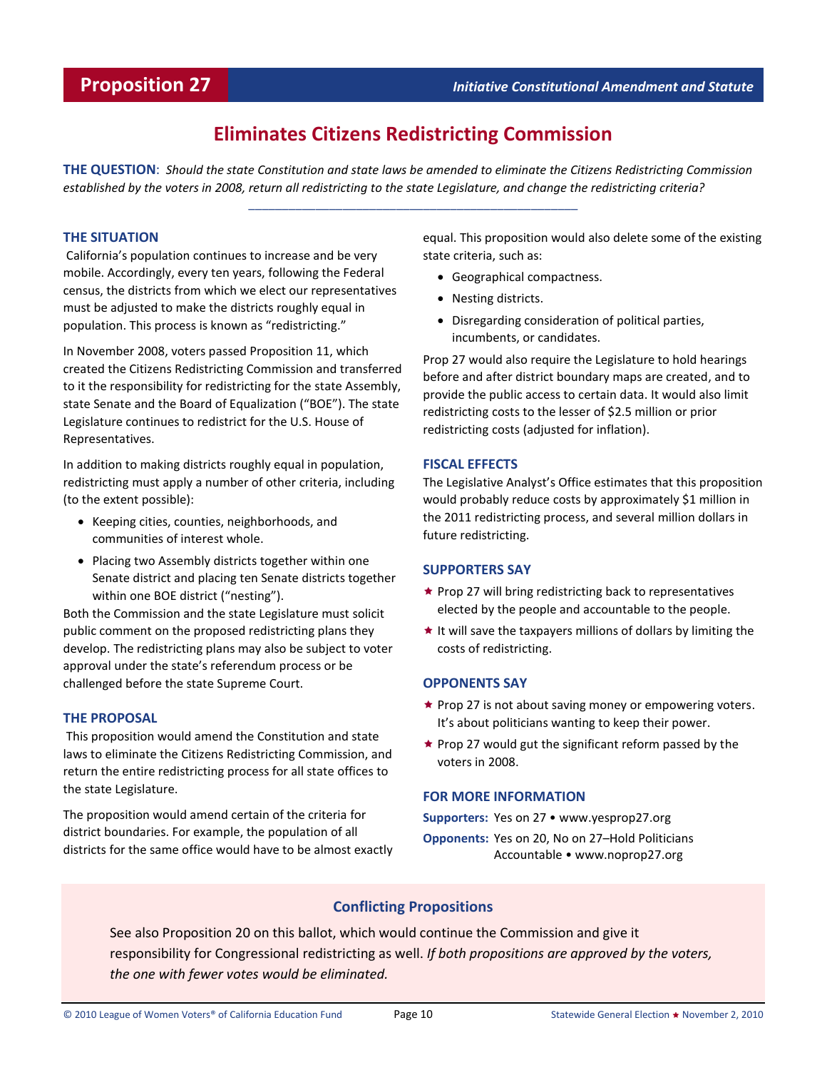# Proposition 27

*Initiative Constitutional Amendment and Statute*

## Eliminates Citizens Redistricting Commission

**THE QUESTION**: *Should the state Constitution and state laws be amended to eliminate the Citizens Redistricting Commission established by the voters in 2008, return all redistricting to the state Legislature, and change the redistricting criteria?*

### THE SITUATION

California's population continues to increase and be very mobile. Accordingly, every ten years, following the Federal census, the districts from which we elect our representatives must be adjusted to make the districts roughly equal in population. This process is known as "redistricting."

In November 2008, voters passed Proposition 11, which created the Citizens Redistricting Commission and transferred to it the responsibility for redistricting for the state Assembly, state Senate and the Board of Equalization ("BOE"). The state Legislature continues to redistrict for the U.S. House of Representatives.

In addition to making districts roughly equal in population, redistricting must apply a number of other criteria, including (to the extent possible):

- Keeping cities, counties, neighborhoods, and communities of interest whole.
- Placing two Assembly districts together within one Senate district and placing ten Senate districts together within one BOE district ("nesting").

Both the Commission and the state Legislature must solicit public comment on the proposed redistricting plans they develop. The redistricting plans may also be subject to voter approval under the state's referendum process or be challenged before the state Supreme Court.

### THE PROPOSAL

This proposition would amend the Constitution and state laws to eliminate the Citizens Redistricting Commission, and return the entire redistricting process for all state offices to the state Legislature.

The proposition would amend certain of the criteria for district boundaries. For example, the population of all districts for the same office would have to be almost exactly equal. This proposition would also delete some of the existing state criteria, such as:

- Geographical compactness.
- Nesting districts.
- Disregarding consideration of political parties, incumbents, or candidates.

Prop 27 would also require the Legislature to hold hearings before and after district boundary maps are created, and to provide the public access to certain data. It would also limit redistricting costs to the lesser of $2.5 million or prior redistricting costs (adjusted for inflation).

### FISCAL EFFECTS

The Legislative Analyst's Office estimates that this proposition would probably reduce costs by approximately $1 million in the 2011 redistricting process, and several million dollars in future redistricting.

### SUPPORTERS SAY

- Prop 27 will bring redistricting back to representatives elected by the people and accountable to the people.
- It will save the taxpayers millions of dollars by limiting the costs of redistricting.

### OPPONENTS SAY

- Prop 27 is not about saving money or empowering voters. It's about politicians wanting to keep their power.
- Prop 27 would gut the significant reform passed by the voters in 2008.

### FOR MORE INFORMATION

**Supporters:** Yes on 27 • www.yesprop27.org

**Opponents:** Yes on 20, No on 27–Hold Politicians Accountable • www.noprop27.org

### Conflicting Propositions

See also Proposition 20 on this ballot, which would continue the Commission and give it responsibility for Congressional redistricting as well. *If both propositions are approved by the voters, the one with fewer votes would be eliminated.*